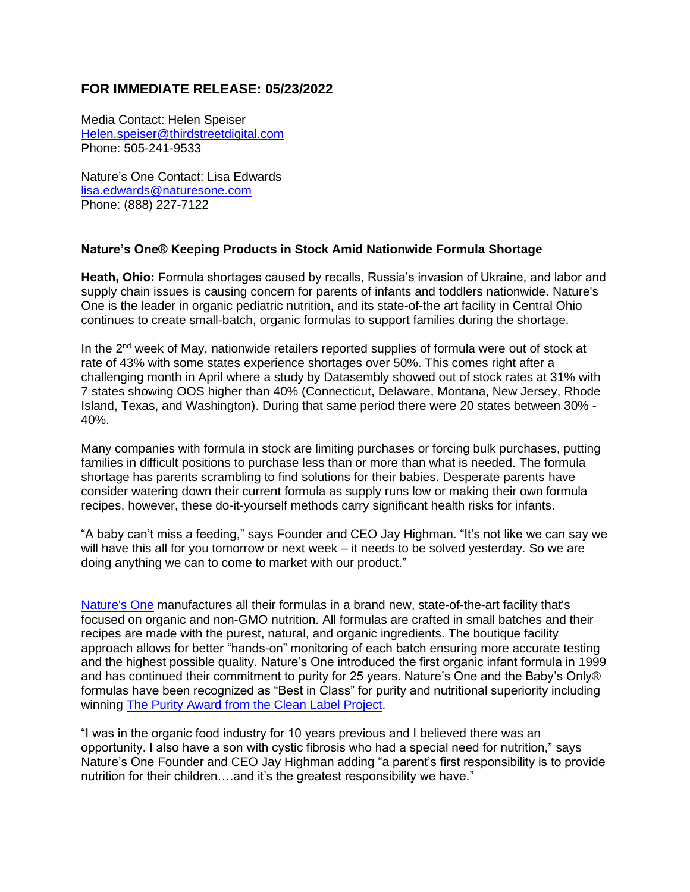## FOR IMMEDIATE RELEASE: 05/23/2022

Media Contact: Helen Speiser
Helen.speiser@thirdstreetdigital.com
Phone: 505-241-9533

Nature's One Contact: Lisa Edwards
lisa.edwards@naturesone.com
Phone: (888) 227-7122

**Nature's One® Keeping Products in Stock Amid Nationwide Formula Shortage**

**Heath, Ohio:** Formula shortages caused by recalls, Russia's invasion of Ukraine, and labor and supply chain issues is causing concern for parents of infants and toddlers nationwide. Nature's One is the leader in organic pediatric nutrition, and its state-of-the art facility in Central Ohio continues to create small-batch, organic formulas to support families during the shortage.

In the 2nd week of May, nationwide retailers reported supplies of formula were out of stock at rate of 43% with some states experience shortages over 50%. This comes right after a challenging month in April where a study by Datasembly showed out of stock rates at 31% with 7 states showing OOS higher than 40% (Connecticut, Delaware, Montana, New Jersey, Rhode Island, Texas, and Washington). During that same period there were 20 states between 30% - 40%.

Many companies with formula in stock are limiting purchases or forcing bulk purchases, putting families in difficult positions to purchase less than or more than what is needed. The formula shortage has parents scrambling to find solutions for their babies. Desperate parents have consider watering down their current formula as supply runs low or making their own formula recipes, however, these do-it-yourself methods carry significant health risks for infants.

"A baby can't miss a feeding," says Founder and CEO Jay Highman. "It's not like we can say we will have this all for you tomorrow or next week – it needs to be solved yesterday. So we are doing anything we can to come to market with our product."

Nature's One manufactures all their formulas in a brand new, state-of-the-art facility that's focused on organic and non-GMO nutrition. All formulas are crafted in small batches and their recipes are made with the purest, natural, and organic ingredients. The boutique facility approach allows for better "hands-on" monitoring of each batch ensuring more accurate testing and the highest possible quality. Nature's One introduced the first organic infant formula in 1999 and has continued their commitment to purity for 25 years. Nature's One and the Baby's Only® formulas have been recognized as "Best in Class" for purity and nutritional superiority including winning The Purity Award from the Clean Label Project.

"I was in the organic food industry for 10 years previous and I believed there was an opportunity. I also have a son with cystic fibrosis who had a special need for nutrition," says Nature's One Founder and CEO Jay Highman adding "a parent's first responsibility is to provide nutrition for their children….and it's the greatest responsibility we have."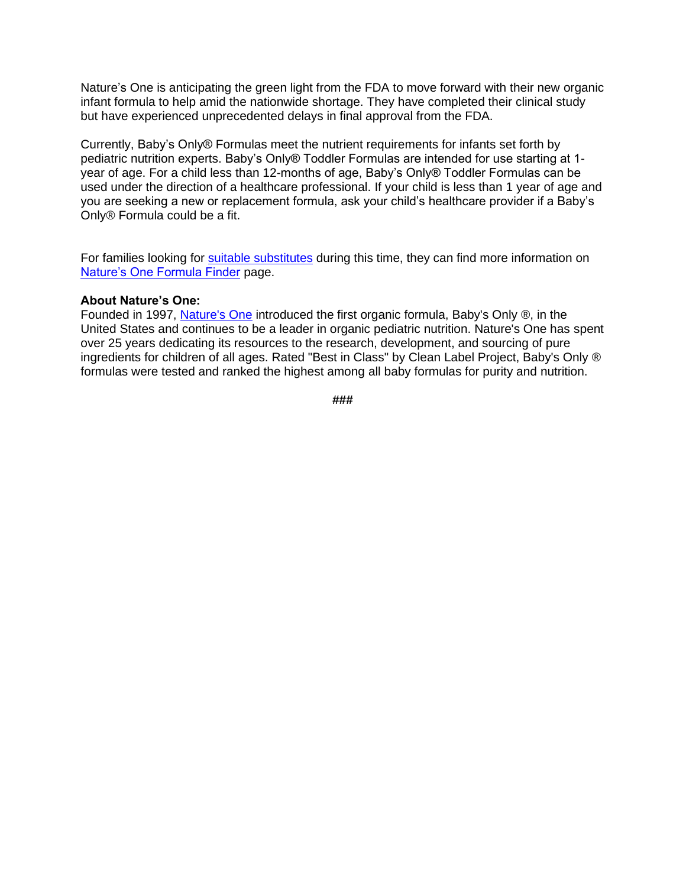Nature's One is anticipating the green light from the FDA to move forward with their new organic infant formula to help amid the nationwide shortage. They have completed their clinical study but have experienced unprecedented delays in final approval from the FDA.

Currently, Baby's Only® Formulas meet the nutrient requirements for infants set forth by pediatric nutrition experts. Baby's Only® Toddler Formulas are intended for use starting at 1-year of age. For a child less than 12-months of age, Baby's Only® Toddler Formulas can be used under the direction of a healthcare professional. If your child is less than 1 year of age and you are seeking a new or replacement formula, ask your child's healthcare provider if a Baby's Only® Formula could be a fit.

For families looking for suitable substitutes during this time, they can find more information on Nature's One Formula Finder page.

**About Nature's One:**
Founded in 1997, Nature's One introduced the first organic formula, Baby's Only ®, in the United States and continues to be a leader in organic pediatric nutrition. Nature's One has spent over 25 years dedicating its resources to the research, development, and sourcing of pure ingredients for children of all ages. Rated "Best in Class" by Clean Label Project, Baby's Only ® formulas were tested and ranked the highest among all baby formulas for purity and nutrition.

###